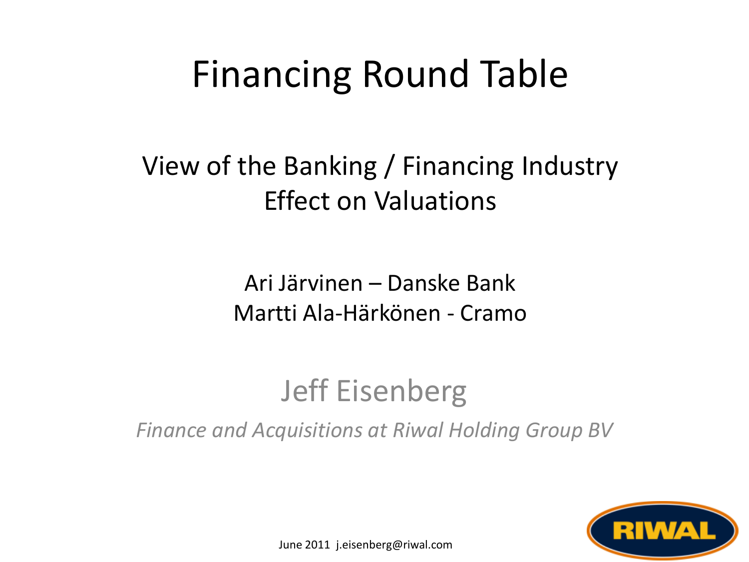# Financing Round Table

## View of the Banking / Financing Industry
## Effect on Valuations

Ari Järvinen – Danske Bank
Martti Ala-Härkönen - Cramo

### Jeff Eisenberg

*Finance and Acquisitions at Riwal Holding Group BV*

June 2011 j.eisenberg@riwal.com

RIWAL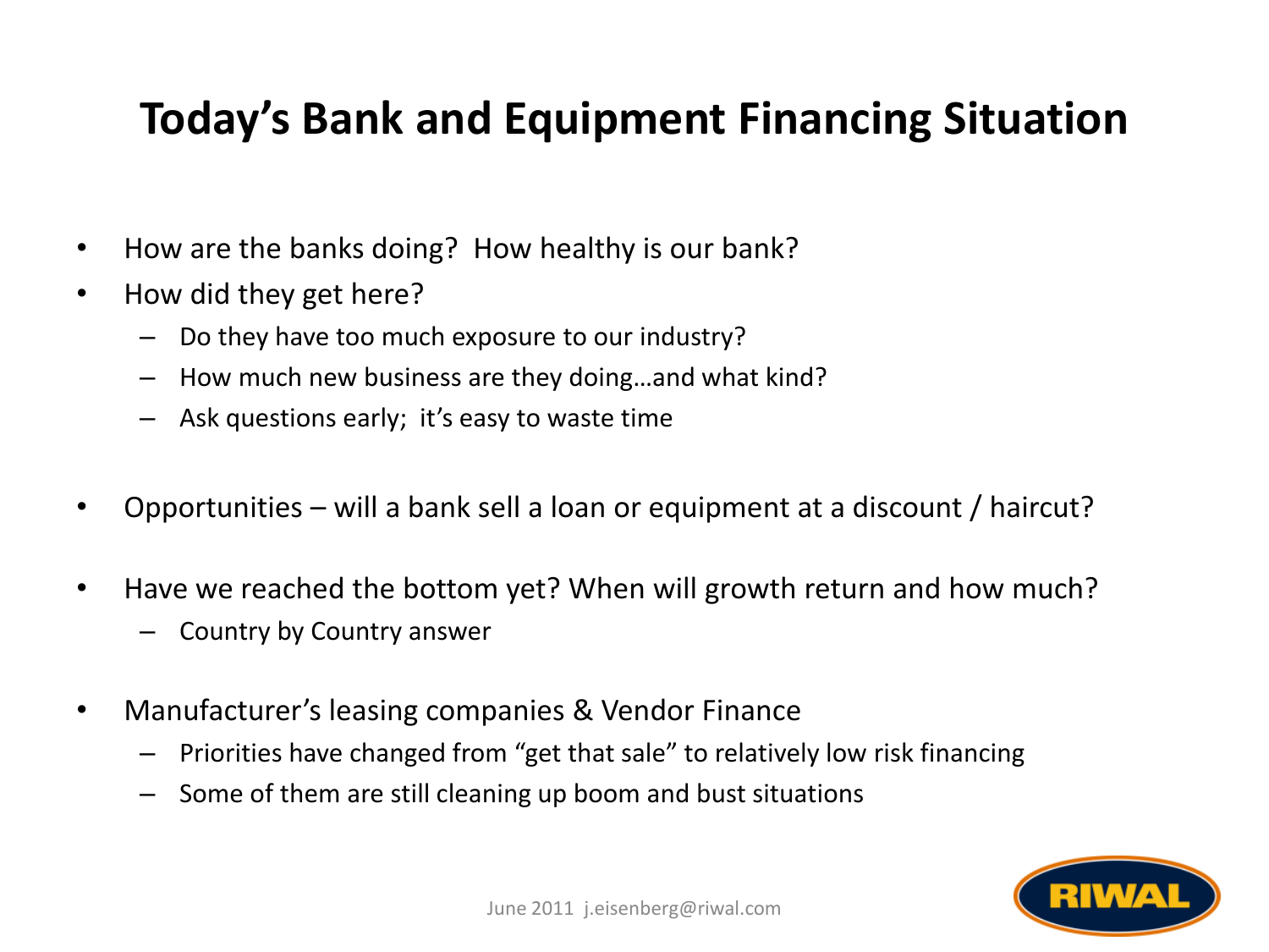# Today's Bank and Equipment Financing Situation

- How are the banks doing? How healthy is our bank?
- How did they get here?
  - Do they have too much exposure to our industry?
  - How much new business are they doing…and what kind?
  - Ask questions early; it's easy to waste time
- Opportunities – will a bank sell a loan or equipment at a discount / haircut?
- Have we reached the bottom yet? When will growth return and how much?
  - Country by Country answer
- Manufacturer's leasing companies & Vendor Finance
  - Priorities have changed from "get that sale" to relatively low risk financing
  - Some of them are still cleaning up boom and bust situations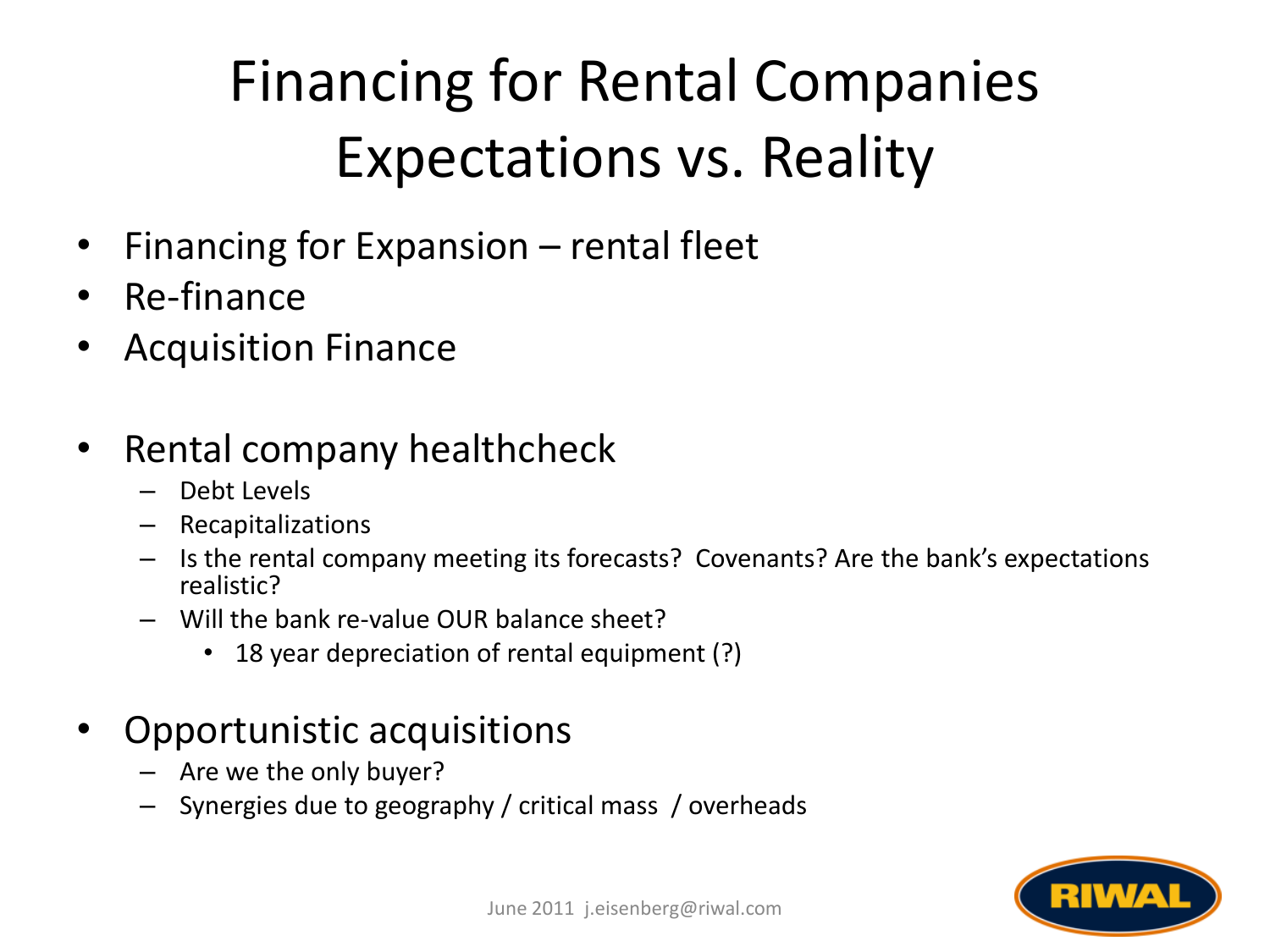# Financing for Rental Companies Expectations vs. Reality

- Financing for Expansion – rental fleet
- Re-finance
- Acquisition Finance

- Rental company healthcheck
  - Debt Levels
  - Recapitalizations
  - Is the rental company meeting its forecasts? Covenants? Are the bank's expectations realistic?
  - Will the bank re-value OUR balance sheet?
    - 18 year depreciation of rental equipment (?)

- Opportunistic acquisitions
  - Are we the only buyer?
  - Synergies due to geography / critical mass / overheads

June 2011 j.eisenberg@riwal.com

RIWAL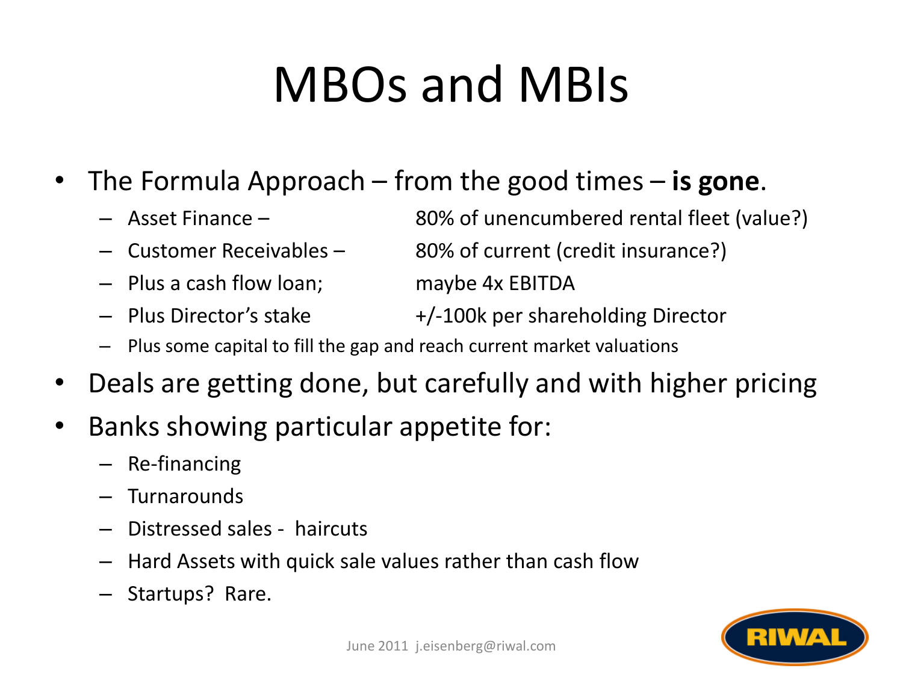# MBOs and MBIs

- The Formula Approach – from the good times – **is gone**.
  - Asset Finance – 80% of unencumbered rental fleet (value?)
  - Customer Receivables – 80% of current (credit insurance?)
  - Plus a cash flow loan; maybe 4x EBITDA
  - Plus Director's stake +/-100k per shareholding Director
  - Plus some capital to fill the gap and reach current market valuations
- Deals are getting done, but carefully and with higher pricing
- Banks showing particular appetite for:
  - Re-financing
  - Turnarounds
  - Distressed sales - haircuts
  - Hard Assets with quick sale values rather than cash flow
  - Startups? Rare.

June 2011 j.eisenberg@riwal.com

RIWAL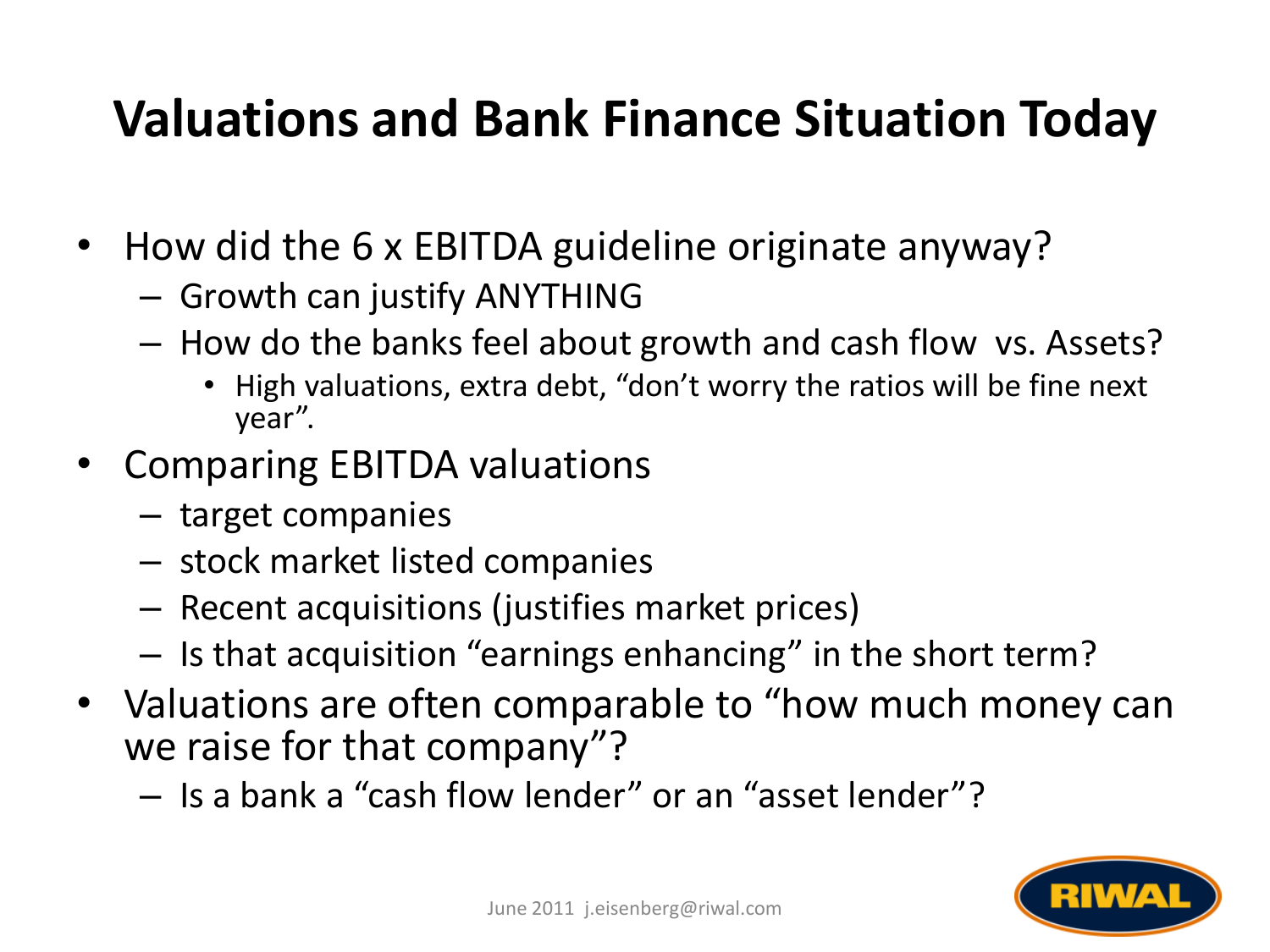# Valuations and Bank Finance Situation Today

- How did the 6 x EBITDA guideline originate anyway?
  - Growth can justify ANYTHING
  - How do the banks feel about growth and cash flow vs. Assets?
    - High valuations, extra debt, "don't worry the ratios will be fine next year".
- Comparing EBITDA valuations
  - target companies
  - stock market listed companies
  - Recent acquisitions (justifies market prices)
  - Is that acquisition "earnings enhancing" in the short term?
- Valuations are often comparable to "how much money can we raise for that company"?
  - Is a bank a "cash flow lender" or an "asset lender"?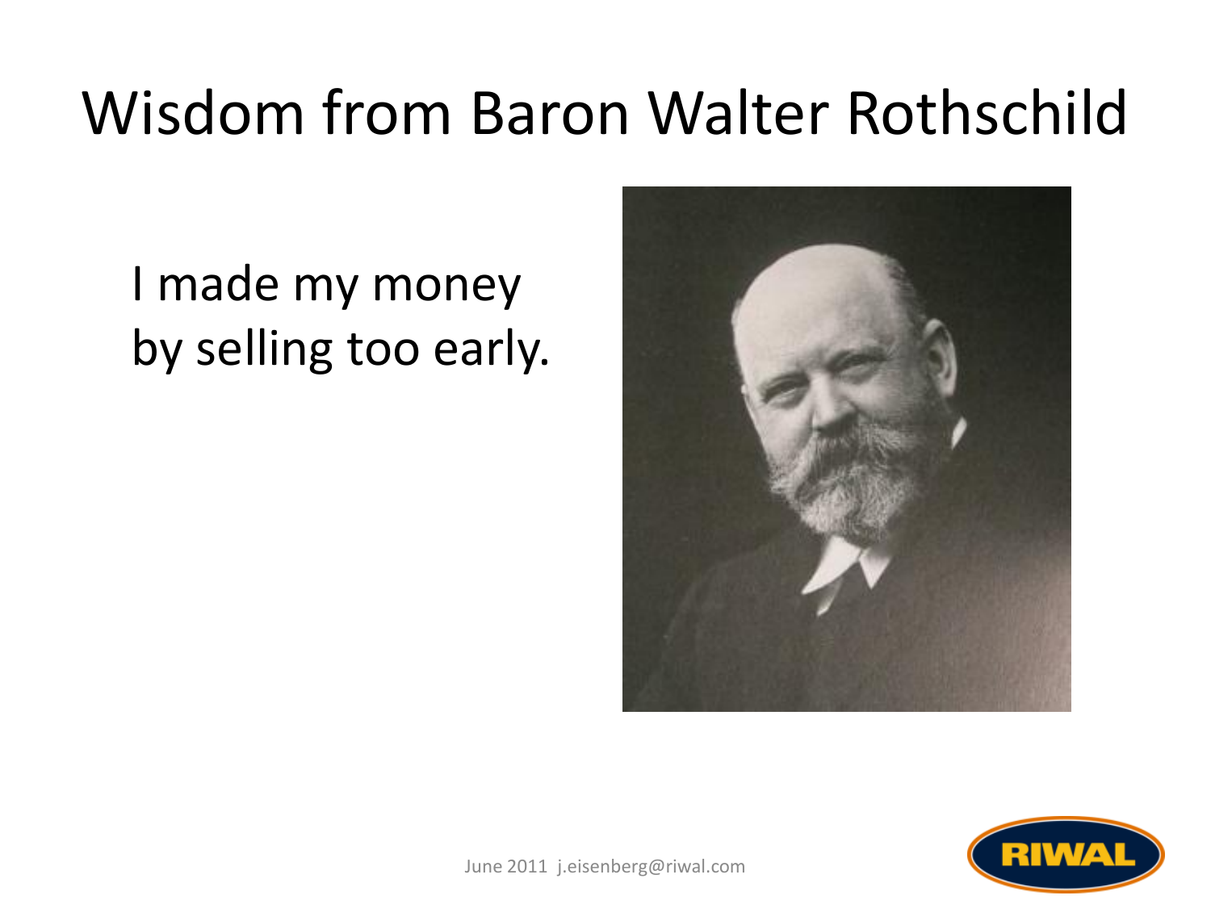# Wisdom from Baron Walter Rothschild

I made my money by selling too early.